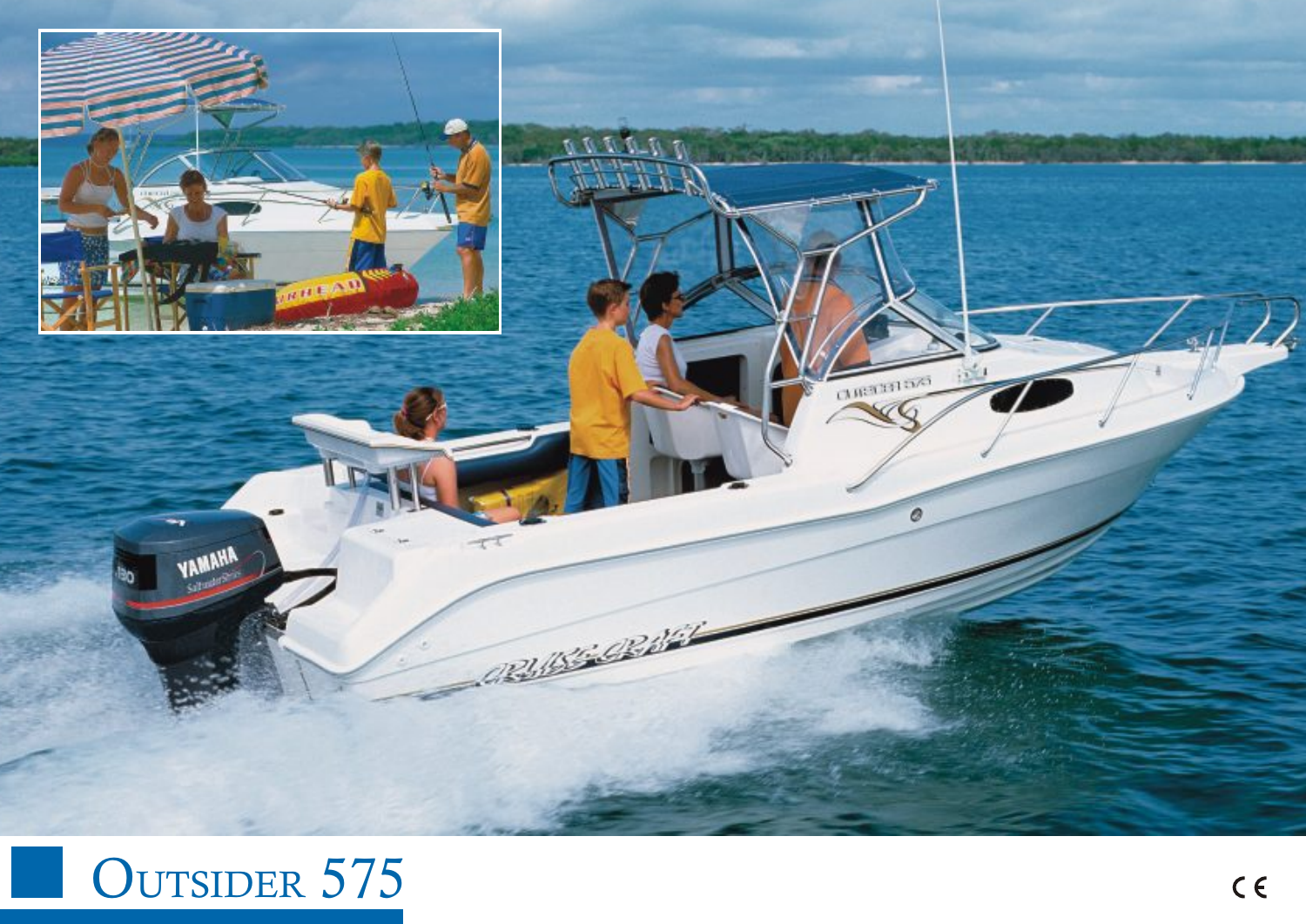# Outsider 575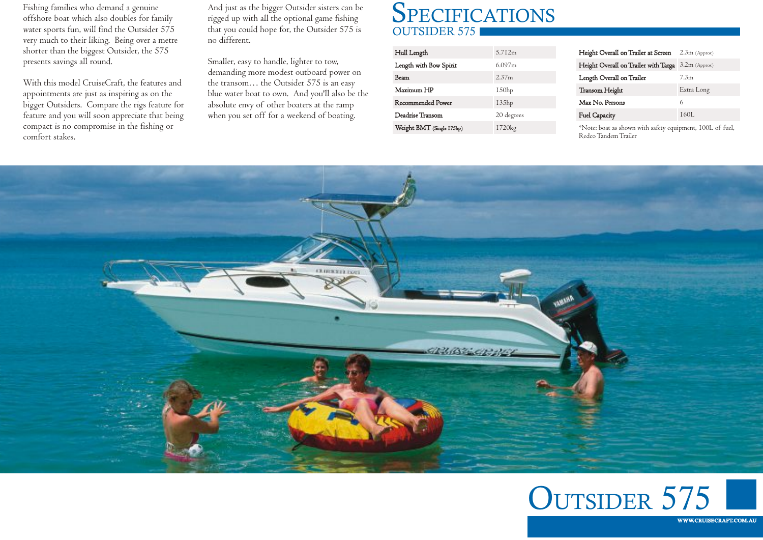Fishing families who demand a genuine offshore boat which also doubles for family water sports fun, will find the Outsider 575 very much to their liking. Being over a metre shorter than the biggest Outsider, the 575 presents savings all round.

With this model CruiseCraft, the features and appointments are just as inspiring as on the bigger Outsiders. Compare the rigs feature for feature and you will soon appreciate that being compact is no compromise in the fishing or comfort stakes.

And just as the bigger Outsider sisters can be rigged up with all the optional game fishing that you could hope for, the Outsider 575 is no different.

Smaller, easy to handle, lighter to tow, demanding more modest outboard power on the transom… the Outsider 575 is an easy blue water boat to own. And you'll also be the absolute envy of other boaters at the ramp when you set off for a weekend of boating.

# Specifications

## Outsider 575

| | |
|---|---|
| Hull Length | 5.712m |
| Length with Bow Spirit | 6.097m |
| Beam | 2.37m |
| Maximum HP | 150hp |
| Recommended Power | 135hp |
| Deadrise Transom | 20 degrees |
| Weight BMT (Single 175hp) | 1720kg |

| | |
|---|---|
| Height Overall on Trailer at Screen | 2.3m (Approx) |
| Height Overall on Trailer with Targa | 3.2m (Approx) |
| Length Overall on Trailer | 7.3m |
| Transom Height | Extra Long |
| Max No. Persons | 6 |
| Fuel Capacity | 160L |

*Note: boat as shown with safety equipment, 100L of fuel, Redco Tandem Trailer

# Outsider 575

WWW.CRUISECRAFT.COM.AU